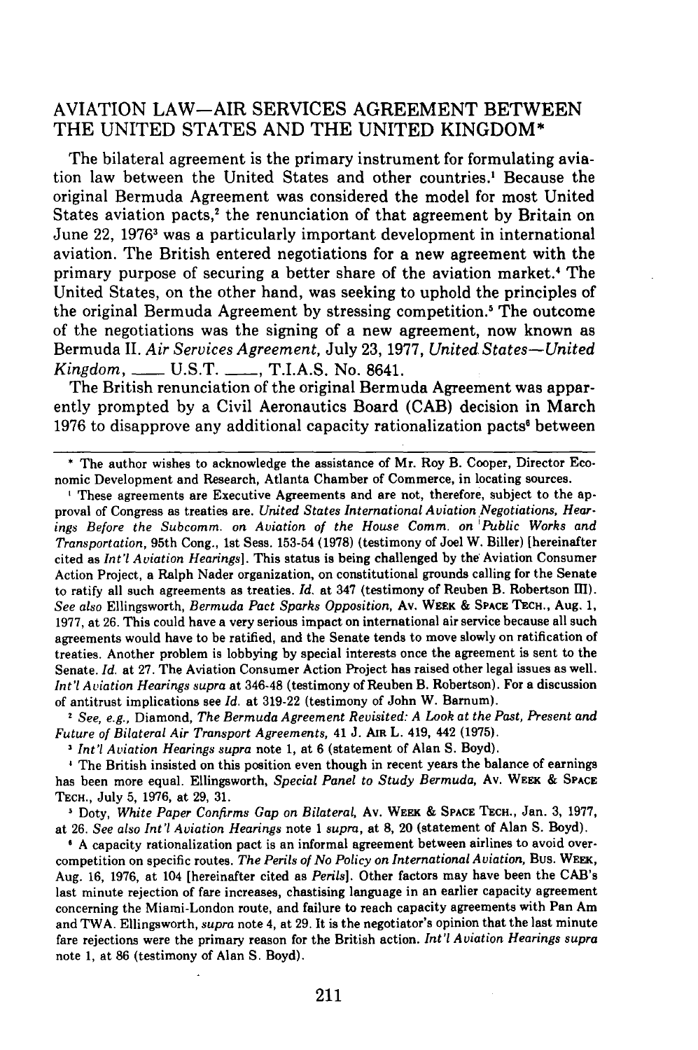## AVIATION LAW—AIR SERVICES AGREEMENT BETWEEN THE UNITED STATES AND THE UNITED KINGDOM*

The bilateral agreement is the primary instrument for formulating aviation law between the United States and other countries.[1] Because the original Bermuda Agreement was considered the model for most United States aviation pacts,[2] the renunciation of that agreement by Britain on June 22, 1976[3] was a particularly important development in international aviation. The British entered negotiations for a new agreement with the primary purpose of securing a better share of the aviation market.[4] The United States, on the other hand, was seeking to uphold the principles of the original Bermuda Agreement by stressing competition.[5] The outcome of the negotiations was the signing of a new agreement, now known as Bermuda II. *Air Services Agreement*, July 23, 1977, *United States—United Kingdom*, ___ U.S.T. ___, T.I.A.S. No. 8641.

The British renunciation of the original Bermuda Agreement was apparently prompted by a Civil Aeronautics Board (CAB) decision in March 1976 to disapprove any additional capacity rationalization pacts[6] between

---

\* The author wishes to acknowledge the assistance of Mr. Roy B. Cooper, Director Economic Development and Research, Atlanta Chamber of Commerce, in locating sources.

[1] These agreements are Executive Agreements and are not, therefore, subject to the approval of Congress as treaties are. *United States International Aviation Negotiations, Hearings Before the Subcomm. on Aviation of the House Comm. on Public Works and Transportation*, 95th Cong., 1st Sess. 153-54 (1978) (testimony of Joel W. Biller) [hereinafter cited as *Int'l Aviation Hearings*]. This status is being challenged by the Aviation Consumer Action Project, a Ralph Nader organization, on constitutional grounds calling for the Senate to ratify all such agreements as treaties. *Id.* at 347 (testimony of Reuben B. Robertson III). *See also* Ellingsworth, *Bermuda Pact Sparks Opposition*, AV. WEEK & SPACE TECH., Aug. 1, 1977, at 26. This could have a very serious impact on international air service because all such agreements would have to be ratified, and the Senate tends to move slowly on ratification of treaties. Another problem is lobbying by special interests once the agreement is sent to the Senate. *Id.* at 27. The Aviation Consumer Action Project has raised other legal issues as well. *Int'l Aviation Hearings supra* at 346-48 (testimony of Reuben B. Robertson). For a discussion of antitrust implications see *Id.* at 319-22 (testimony of John W. Barnum).

[2] *See, e.g.*, Diamond, *The Bermuda Agreement Revisited: A Look at the Past, Present and Future of Bilateral Air Transport Agreements*, 41 J. AIR L. 419, 442 (1975).

[3] *Int'l Aviation Hearings supra* note 1, at 6 (statement of Alan S. Boyd).

[4] The British insisted on this position even though in recent years the balance of earnings has been more equal. Ellingsworth, *Special Panel to Study Bermuda*, AV. WEEK & SPACE TECH., July 5, 1976, at 29, 31.

[5] Doty, *White Paper Confirms Gap on Bilateral*, AV. WEEK & SPACE TECH., Jan. 3, 1977, at 26. *See also Int'l Aviation Hearings* note 1 *supra*, at 8, 20 (statement of Alan S. Boyd).

[6] A capacity rationalization pact is an informal agreement between airlines to avoid overcompetition on specific routes. *The Perils of No Policy on International Aviation*, BUS. WEEK, Aug. 16, 1976, at 104 [hereinafter cited as *Perils*]. Other factors may have been the CAB's last minute rejection of fare increases, chastising language in an earlier capacity agreement concerning the Miami-London route, and failure to reach capacity agreements with Pan Am and TWA. Ellingsworth, *supra* note 4, at 29. It is the negotiator's opinion that the last minute fare rejections were the primary reason for the British action. *Int'l Aviation Hearings supra* note 1, at 86 (testimony of Alan S. Boyd).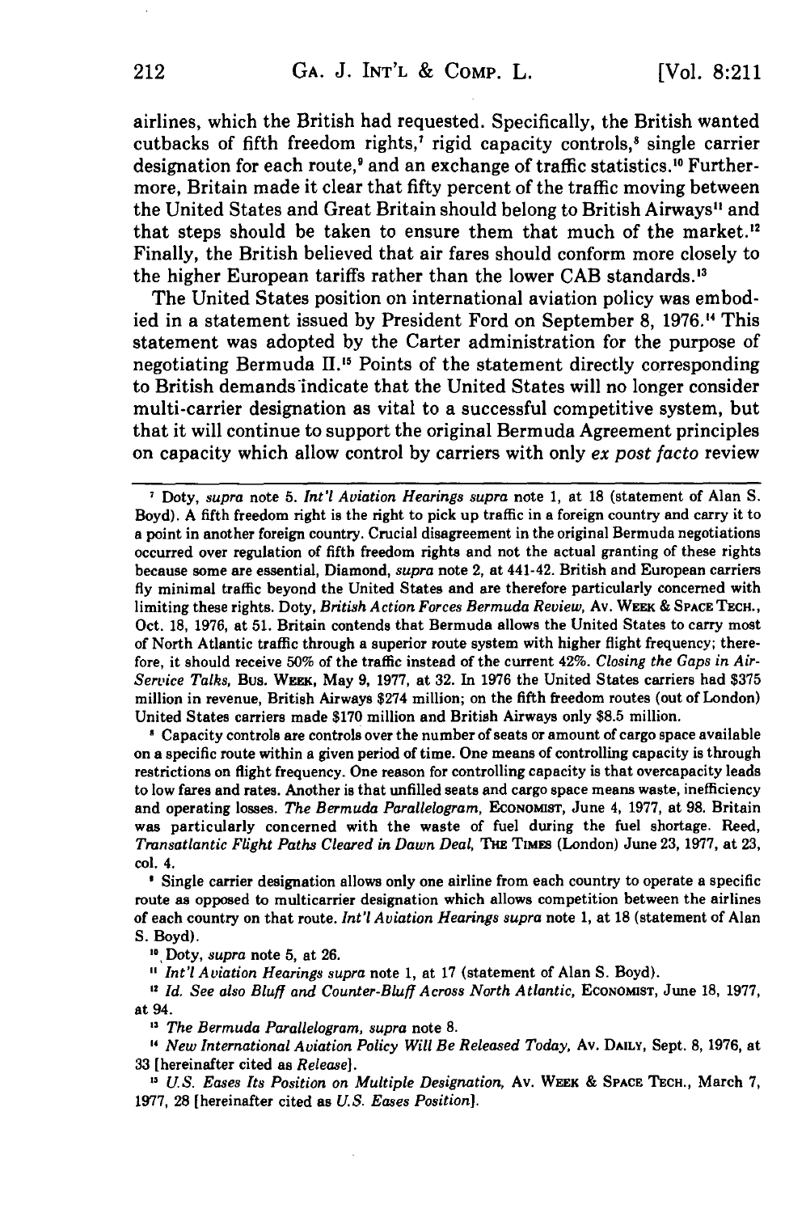airlines, which the British had requested. Specifically, the British wanted cutbacks of fifth freedom rights,[7] rigid capacity controls,[8] single carrier designation for each route,[9] and an exchange of traffic statistics.[10] Furthermore, Britain made it clear that fifty percent of the traffic moving between the United States and Great Britain should belong to British Airways[11] and that steps should be taken to ensure them that much of the market.[12] Finally, the British believed that air fares should conform more closely to the higher European tariffs rather than the lower CAB standards.[13]

The United States position on international aviation policy was embodied in a statement issued by President Ford on September 8, 1976.[14] This statement was adopted by the Carter administration for the purpose of negotiating Bermuda II.[15] Points of the statement directly corresponding to British demands indicate that the United States will no longer consider multi-carrier designation as vital to a successful competitive system, but that it will continue to support the original Bermuda Agreement principles on capacity which allow control by carriers with only *ex post facto* review

---

[7] Doty, *supra* note 5. *Int'l Aviation Hearings supra* note 1, at 18 (statement of Alan S. Boyd). A fifth freedom right is the right to pick up traffic in a foreign country and carry it to a point in another foreign country. Crucial disagreement in the original Bermuda negotiations occurred over regulation of fifth freedom rights and not the actual granting of these rights because some are essential, Diamond, *supra* note 2, at 441-42. British and European carriers fly minimal traffic beyond the United States and are therefore particularly concerned with limiting these rights. Doty, *British Action Forces Bermuda Review*, Av. WEEK & SPACE TECH., Oct. 18, 1976, at 51. Britain contends that Bermuda allows the United States to carry most of North Atlantic traffic through a superior route system with higher flight frequency; therefore, it should receive 50% of the traffic instead of the current 42%. *Closing the Gaps in Air-Service Talks*, BUS. WEEK, May 9, 1977, at 32. In 1976 the United States carriers had $375 million in revenue, British Airways $274 million; on the fifth freedom routes (out of London) United States carriers made $170 million and British Airways only $8.5 million.

[8] Capacity controls are controls over the number of seats or amount of cargo space available on a specific route within a given period of time. One means of controlling capacity is through restrictions on flight frequency. One reason for controlling capacity is that overcapacity leads to low fares and rates. Another is that unfilled seats and cargo space means waste, inefficiency and operating losses. *The Bermuda Parallelogram*, ECONOMIST, June 4, 1977, at 98. Britain was particularly concerned with the waste of fuel during the fuel shortage. Reed, *Transatlantic Flight Paths Cleared in Dawn Deal*, THE TIMES (London) June 23, 1977, at 23, col. 4.

[9] Single carrier designation allows only one airline from each country to operate a specific route as opposed to multicarrier designation which allows competition between the airlines of each country on that route. *Int'l Aviation Hearings supra* note 1, at 18 (statement of Alan S. Boyd).

[10] Doty, *supra* note 5, at 26.

[11] *Int'l Aviation Hearings supra* note 1, at 17 (statement of Alan S. Boyd).

[12] *Id. See also Bluff and Counter-Bluff Across North Atlantic*, ECONOMIST, June 18, 1977, at 94.

[13] *The Bermuda Parallelogram, supra* note 8.

[14] *New International Aviation Policy Will Be Released Today*, Av. DAILY, Sept. 8, 1976, at 33 [hereinafter cited as *Release*].

[15] *U.S. Eases Its Position on Multiple Designation*, Av. WEEK & SPACE TECH., March 7, 1977, 28 [hereinafter cited as *U.S. Eases Position*].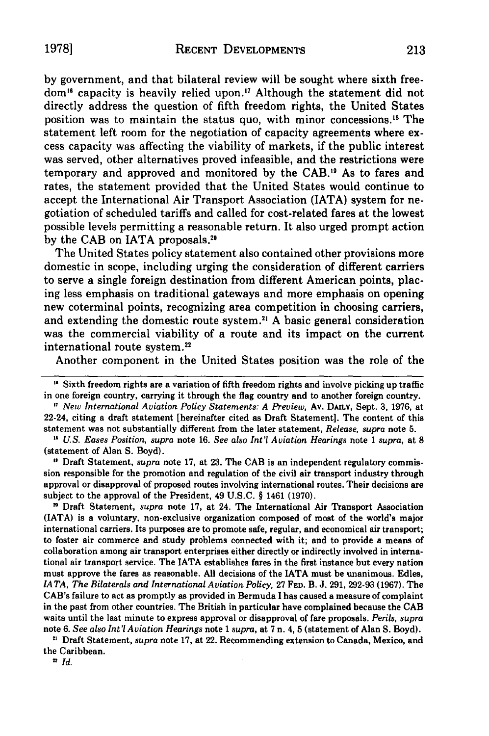by government, and that bilateral review will be sought where sixth freedom[16] capacity is heavily relied upon.[17] Although the statement did not directly address the question of fifth freedom rights, the United States position was to maintain the status quo, with minor concessions.[18] The statement left room for the negotiation of capacity agreements where excess capacity was affecting the viability of markets, if the public interest was served, other alternatives proved infeasible, and the restrictions were temporary and approved and monitored by the CAB.[19] As to fares and rates, the statement provided that the United States would continue to accept the International Air Transport Association (IATA) system for negotiation of scheduled tariffs and called for cost-related fares at the lowest possible levels permitting a reasonable return. It also urged prompt action by the CAB on IATA proposals.[20]

The United States policy statement also contained other provisions more domestic in scope, including urging the consideration of different carriers to serve a single foreign destination from different American points, placing less emphasis on traditional gateways and more emphasis on opening new coterminal points, recognizing area competition in choosing carriers, and extending the domestic route system.[21] A basic general consideration was the commercial viability of a route and its impact on the current international route system.[22]

Another component in the United States position was the role of the

---

[16] Sixth freedom rights are a variation of fifth freedom rights and involve picking up traffic in one foreign country, carrying it through the flag country and to another foreign country.

[17] *New International Aviation Policy Statements: A Preview*, AV. DAILY, Sept. 3, 1976, at 22-24, citing a draft statement [hereinafter cited as Draft Statement]. The content of this statement was not substantially different from the later statement, *Release, supra* note 5.

[18] *U.S. Eases Position, supra* note 16. *See also Int'l Aviation Hearings* note 1 *supra*, at 8 (statement of Alan S. Boyd).

[19] Draft Statement, *supra* note 17, at 23. The CAB is an independent regulatory commission responsible for the promotion and regulation of the civil air transport industry through approval or disapproval of proposed routes involving international routes. Their decisions are subject to the approval of the President, 49 U.S.C. § 1461 (1970).

[20] Draft Statement, *supra* note 17, at 24. The International Air Transport Association (IATA) is a voluntary, non-exclusive organization composed of most of the world's major international carriers. Its purposes are to promote safe, regular, and economical air transport; to foster air commerce and study problems connected with it; and to provide a means of collaboration among air transport enterprises either directly or indirectly involved in international air transport service. The IATA establishes fares in the first instance but every nation must approve the fares as reasonable. All decisions of the IATA must be unanimous. Edles, *IATA, The Bilaterals and International Aviation Policy*, 27 FED. B. J. 291, 292-93 (1967). The CAB's failure to act as promptly as provided in Bermuda I has caused a measure of complaint in the past from other countries. The British in particular have complained because the CAB waits until the last minute to express approval or disapproval of fare proposals. *Perils, supra* note 6. *See also Int'l Aviation Hearings* note 1 *supra*, at 7 n. 4, 5 (statement of Alan S. Boyd).

[21] Draft Statement, *supra* note 17, at 22. Recommending extension to Canada, Mexico, and the Caribbean.

[22] *Id.*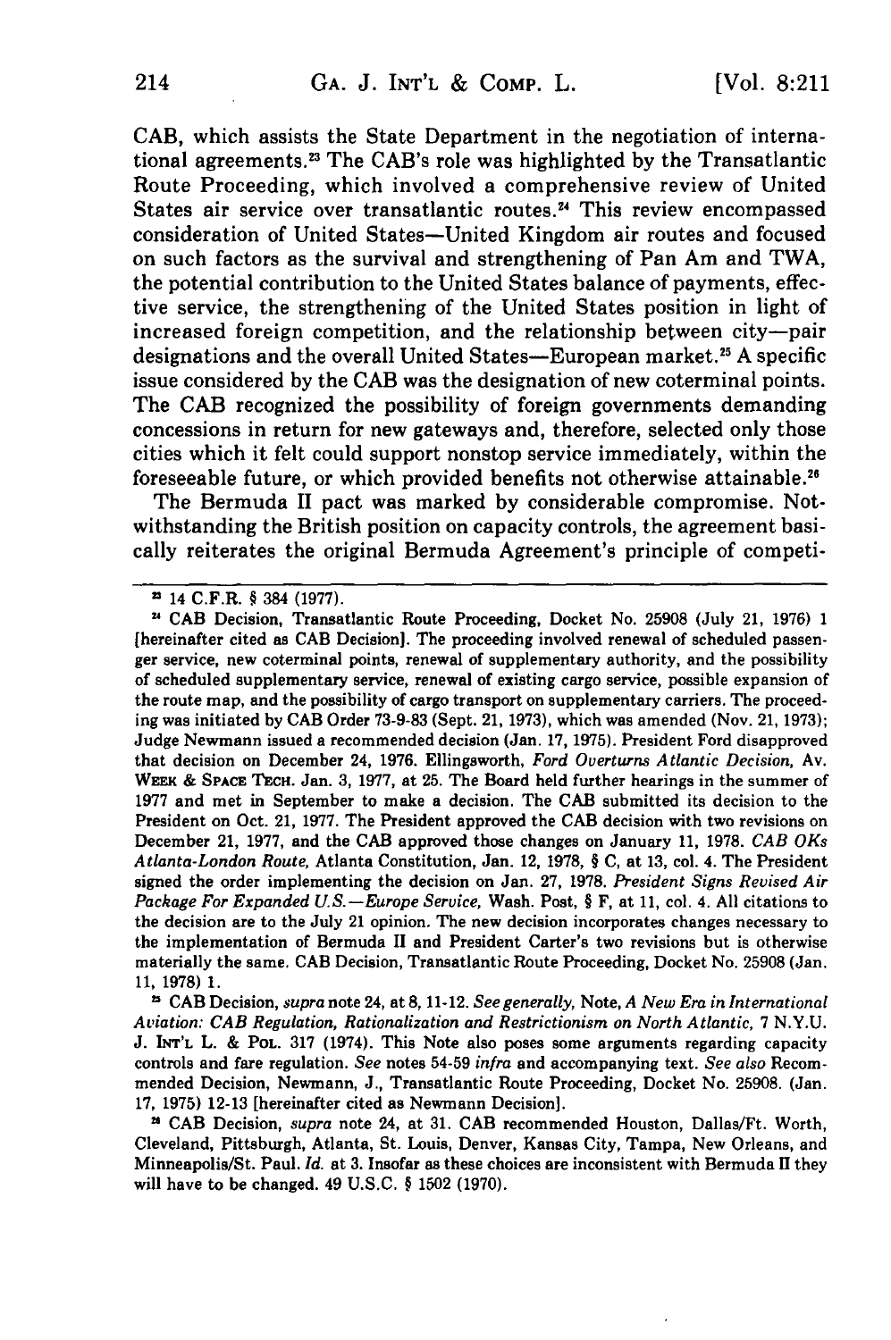CAB, which assists the State Department in the negotiation of international agreements.[23] The CAB's role was highlighted by the Transatlantic Route Proceeding, which involved a comprehensive review of United States air service over transatlantic routes.[24] This review encompassed consideration of United States—United Kingdom air routes and focused on such factors as the survival and strengthening of Pan Am and TWA, the potential contribution to the United States balance of payments, effective service, the strengthening of the United States position in light of increased foreign competition, and the relationship between city—pair designations and the overall United States—European market.[25] A specific issue considered by the CAB was the designation of new coterminal points. The CAB recognized the possibility of foreign governments demanding concessions in return for new gateways and, therefore, selected only those cities which it felt could support nonstop service immediately, within the foreseeable future, or which provided benefits not otherwise attainable.[26]

The Bermuda II pact was marked by considerable compromise. Notwithstanding the British position on capacity controls, the agreement basically reiterates the original Bermuda Agreement's principle of competi-

---

[23] 14 C.F.R. § 384 (1977).

[24] CAB Decision, Transatlantic Route Proceeding, Docket No. 25908 (July 21, 1976) 1 [hereinafter cited as CAB Decision]. The proceeding involved renewal of scheduled passenger service, new coterminal points, renewal of supplementary authority, and the possibility of scheduled supplementary service, renewal of existing cargo service, possible expansion of the route map, and the possibility of cargo transport on supplementary carriers. The proceeding was initiated by CAB Order 73-9-83 (Sept. 21, 1973), which was amended (Nov. 21, 1973); Judge Newmann issued a recommended decision (Jan. 17, 1975). President Ford disapproved that decision on December 24, 1976. Ellingsworth, *Ford Overturns Atlantic Decision*, Av. Week & Space Tech. Jan. 3, 1977, at 25. The Board held further hearings in the summer of 1977 and met in September to make a decision. The CAB submitted its decision to the President on Oct. 21, 1977. The President approved the CAB decision with two revisions on December 21, 1977, and the CAB approved those changes on January 11, 1978. *CAB OKs Atlanta-London Route*, Atlanta Constitution, Jan. 12, 1978, § C, at 13, col. 4. The President signed the order implementing the decision on Jan. 27, 1978. *President Signs Revised Air Package For Expanded U.S.—Europe Service*, Wash. Post, § F, at 11, col. 4. All citations to the decision are to the July 21 opinion. The new decision incorporates changes necessary to the implementation of Bermuda II and President Carter's two revisions but is otherwise materially the same. CAB Decision, Transatlantic Route Proceeding, Docket No. 25908 (Jan. 11, 1978) 1.

[25] CAB Decision, *supra* note 24, at 8, 11-12. *See generally*, Note, *A New Era in International Aviation: CAB Regulation, Rationalization and Restrictionism on North Atlantic*, 7 N.Y.U. J. Int'l L. & Pol. 317 (1974). This Note also poses some arguments regarding capacity controls and fare regulation. *See* notes 54-59 *infra* and accompanying text. *See also* Recommended Decision, Newmann, J., Transatlantic Route Proceeding, Docket No. 25908. (Jan. 17, 1975) 12-13 [hereinafter cited as Newmann Decision].

[26] CAB Decision, *supra* note 24, at 31. CAB recommended Houston, Dallas/Ft. Worth, Cleveland, Pittsburgh, Atlanta, St. Louis, Denver, Kansas City, Tampa, New Orleans, and Minneapolis/St. Paul. *Id.* at 3. Insofar as these choices are inconsistent with Bermuda II they will have to be changed. 49 U.S.C. § 1502 (1970).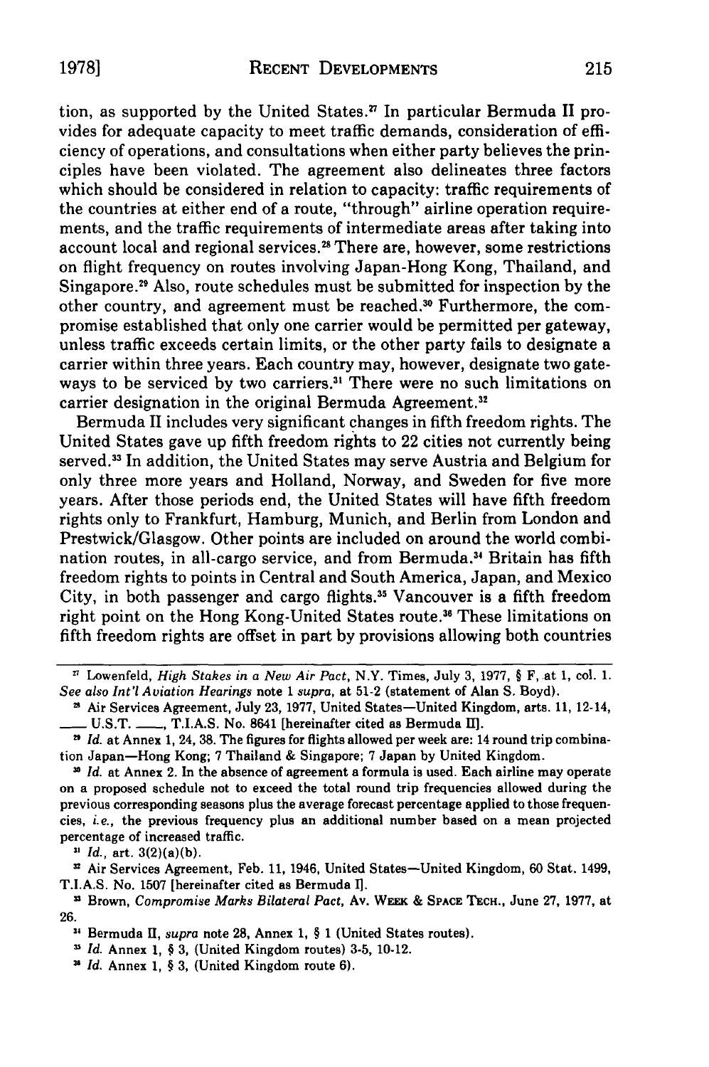tion, as supported by the United States.[27] In particular Bermuda II provides for adequate capacity to meet traffic demands, consideration of efficiency of operations, and consultations when either party believes the principles have been violated. The agreement also delineates three factors which should be considered in relation to capacity: traffic requirements of the countries at either end of a route, "through" airline operation requirements, and the traffic requirements of intermediate areas after taking into account local and regional services.[28] There are, however, some restrictions on flight frequency on routes involving Japan-Hong Kong, Thailand, and Singapore.[29] Also, route schedules must be submitted for inspection by the other country, and agreement must be reached.[30] Furthermore, the compromise established that only one carrier would be permitted per gateway, unless traffic exceeds certain limits, or the other party fails to designate a carrier within three years. Each country may, however, designate two gateways to be serviced by two carriers.[31] There were no such limitations on carrier designation in the original Bermuda Agreement.[32]

Bermuda II includes very significant changes in fifth freedom rights. The United States gave up fifth freedom rights to 22 cities not currently being served.[33] In addition, the United States may serve Austria and Belgium for only three more years and Holland, Norway, and Sweden for five more years. After those periods end, the United States will have fifth freedom rights only to Frankfurt, Hamburg, Munich, and Berlin from London and Prestwick/Glasgow. Other points are included on around the world combination routes, in all-cargo service, and from Bermuda.[34] Britain has fifth freedom rights to points in Central and South America, Japan, and Mexico City, in both passenger and cargo flights.[35] Vancouver is a fifth freedom right point on the Hong Kong-United States route.[36] These limitations on fifth freedom rights are offset in part by provisions allowing both countries

---

[27] Lowenfeld, *High Stakes in a New Air Pact*, N.Y. Times, July 3, 1977, § F, at 1, col. 1. *See also Int'l Aviation Hearings* note 1 *supra*, at 51-2 (statement of Alan S. Boyd).

[28] Air Services Agreement, July 23, 1977, United States—United Kingdom, arts. 11, 12-14, ___ U.S.T. ___, T.I.A.S. No. 8641 [hereinafter cited as Bermuda II].

[29] *Id.* at Annex 1, 24, 38. The figures for flights allowed per week are: 14 round trip combination Japan—Hong Kong; 7 Thailand & Singapore; 7 Japan by United Kingdom.

[30] *Id.* at Annex 2. In the absence of agreement a formula is used. Each airline may operate on a proposed schedule not to exceed the total round trip frequencies allowed during the previous corresponding seasons plus the average forecast percentage applied to those frequencies, *i.e.*, the previous frequency plus an additional number based on a mean projected percentage of increased traffic.

[31] *Id.*, art. 3(2)(a)(b).

[32] Air Services Agreement, Feb. 11, 1946, United States—United Kingdom, 60 Stat. 1499, T.I.A.S. No. 1507 [hereinafter cited as Bermuda I].

[33] Brown, *Compromise Marks Bilateral Pact*, Av. Week & Space Tech., June 27, 1977, at 26.

[34] Bermuda II, *supra* note 28, Annex 1, § 1 (United States routes).

[35] *Id.* Annex 1, § 3, (United Kingdom routes) 3-5, 10-12.

[36] *Id.* Annex 1, § 3, (United Kingdom route 6).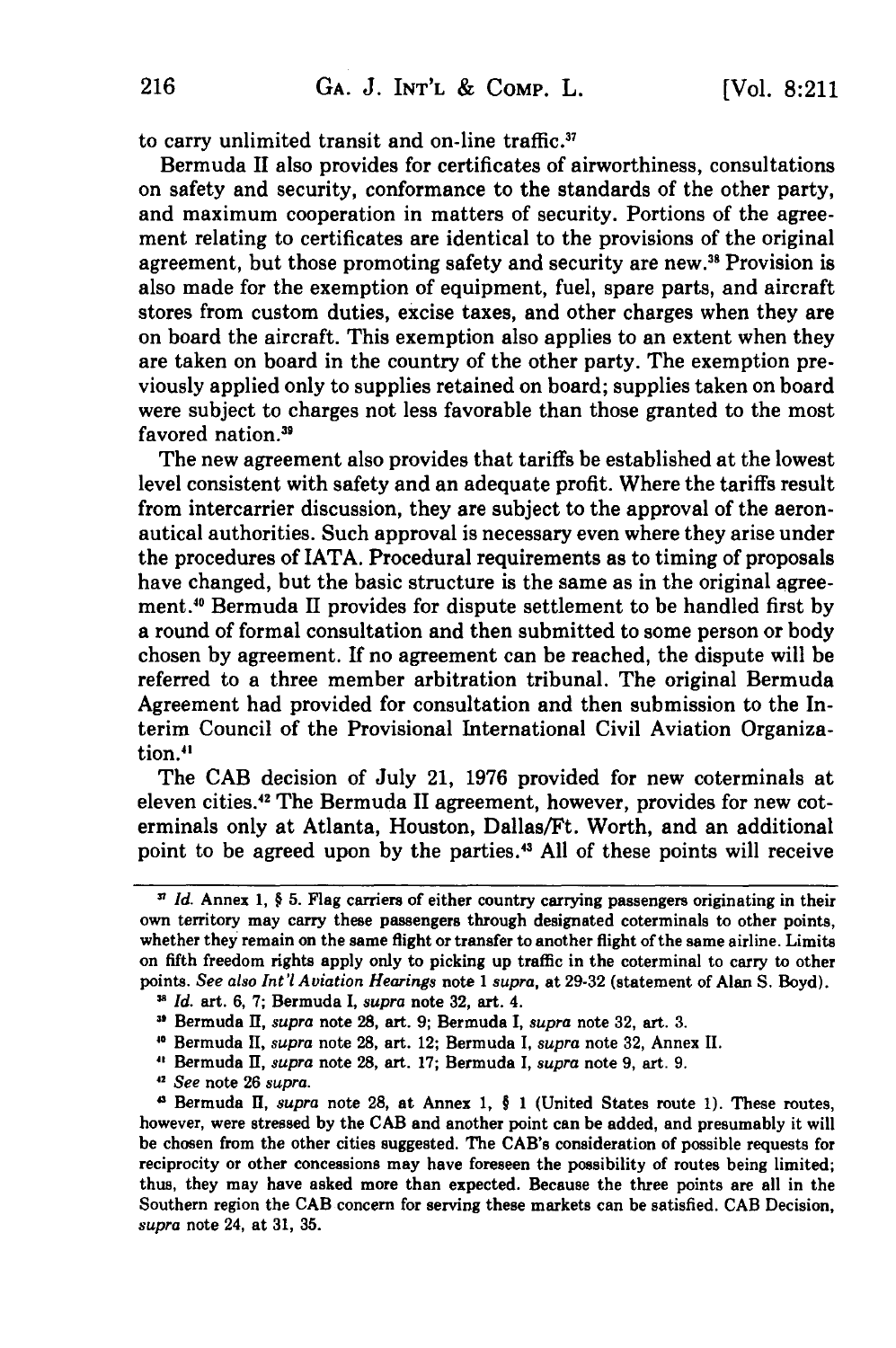to carry unlimited transit and on-line traffic.[37]

Bermuda II also provides for certificates of airworthiness, consultations on safety and security, conformance to the standards of the other party, and maximum cooperation in matters of security. Portions of the agreement relating to certificates are identical to the provisions of the original agreement, but those promoting safety and security are new.[38] Provision is also made for the exemption of equipment, fuel, spare parts, and aircraft stores from custom duties, excise taxes, and other charges when they are on board the aircraft. This exemption also applies to an extent when they are taken on board in the country of the other party. The exemption previously applied only to supplies retained on board; supplies taken on board were subject to charges not less favorable than those granted to the most favored nation.[39]

The new agreement also provides that tariffs be established at the lowest level consistent with safety and an adequate profit. Where the tariffs result from intercarrier discussion, they are subject to the approval of the aeronautical authorities. Such approval is necessary even where they arise under the procedures of IATA. Procedural requirements as to timing of proposals have changed, but the basic structure is the same as in the original agreement.[40] Bermuda II provides for dispute settlement to be handled first by a round of formal consultation and then submitted to some person or body chosen by agreement. If no agreement can be reached, the dispute will be referred to a three member arbitration tribunal. The original Bermuda Agreement had provided for consultation and then submission to the Interim Council of the Provisional International Civil Aviation Organization.[41]

The CAB decision of July 21, 1976 provided for new coterminals at eleven cities.[42] The Bermuda II agreement, however, provides for new coterminals only at Atlanta, Houston, Dallas/Ft. Worth, and an additional point to be agreed upon by the parties.[43] All of these points will receive

---

[37] *Id.* Annex 1, § 5. Flag carriers of either country carrying passengers originating in their own territory may carry these passengers through designated coterminals to other points, whether they remain on the same flight or transfer to another flight of the same airline. Limits on fifth freedom rights apply only to picking up traffic in the coterminal to carry to other points. *See also Int'l Aviation Hearings* note 1 *supra*, at 29-32 (statement of Alan S. Boyd).

[38] *Id.* art. 6, 7; Bermuda I, *supra* note 32, art. 4.

[39] Bermuda II, *supra* note 28, art. 9; Bermuda I, *supra* note 32, art. 3.

[40] Bermuda II, *supra* note 28, art. 12; Bermuda I, *supra* note 32, Annex II.

[41] Bermuda II, *supra* note 28, art. 17; Bermuda I, *supra* note 9, art. 9.

[42] *See* note 26 *supra*.

[43] Bermuda II, *supra* note 28, at Annex 1, § 1 (United States route 1). These routes, however, were stressed by the CAB and another point can be added, and presumably it will be chosen from the other cities suggested. The CAB's consideration of possible requests for reciprocity or other concessions may have foreseen the possibility of routes being limited; thus, they may have asked more than expected. Because the three points are all in the Southern region the CAB concern for serving these markets can be satisfied. CAB Decision, *supra* note 24, at 31, 35.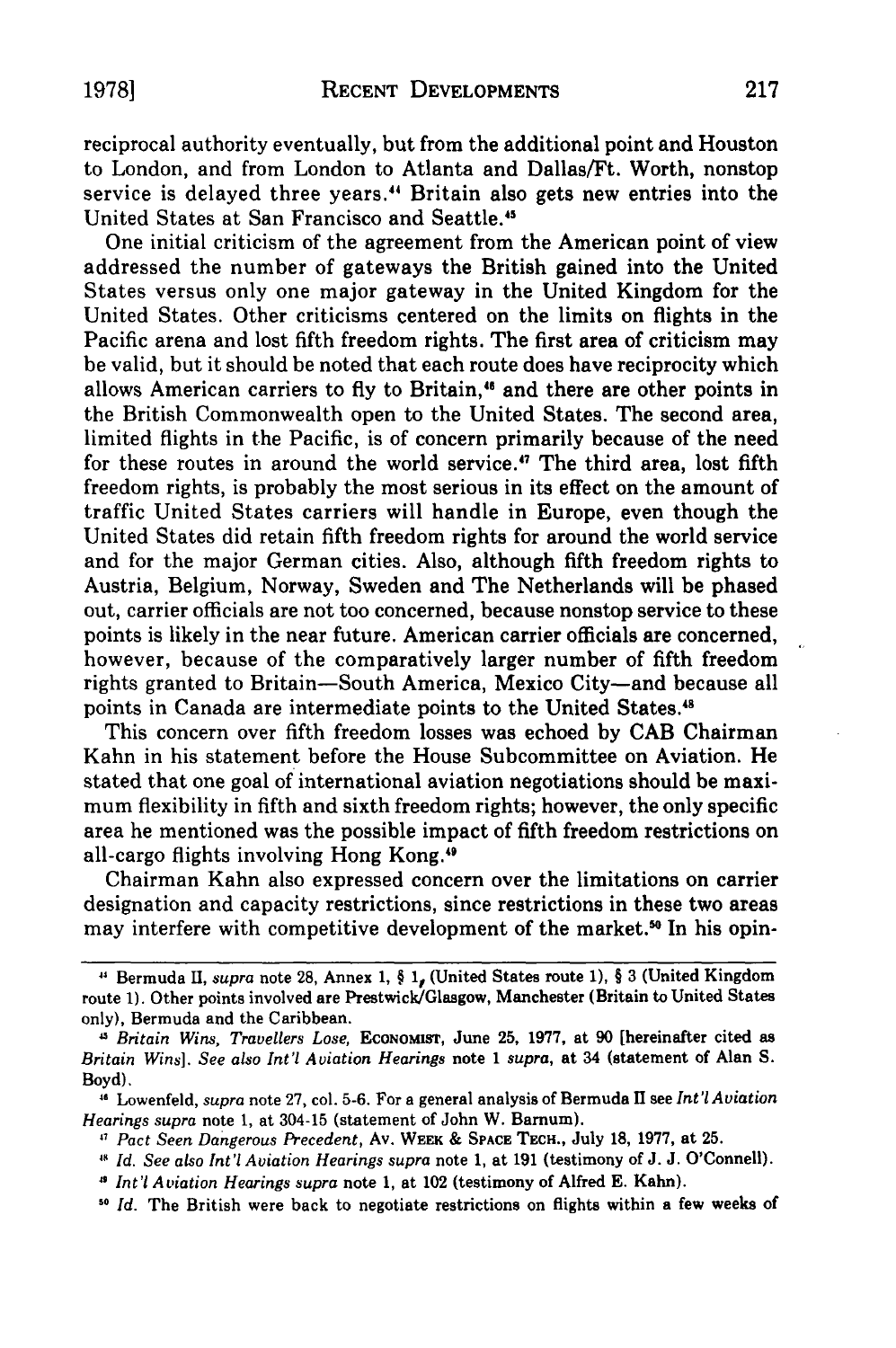reciprocal authority eventually, but from the additional point and Houston to London, and from London to Atlanta and Dallas/Ft. Worth, nonstop service is delayed three years.[44] Britain also gets new entries into the United States at San Francisco and Seattle.[45]

One initial criticism of the agreement from the American point of view addressed the number of gateways the British gained into the United States versus only one major gateway in the United Kingdom for the United States. Other criticisms centered on the limits on flights in the Pacific arena and lost fifth freedom rights. The first area of criticism may be valid, but it should be noted that each route does have reciprocity which allows American carriers to fly to Britain,[46] and there are other points in the British Commonwealth open to the United States. The second area, limited flights in the Pacific, is of concern primarily because of the need for these routes in around the world service.[47] The third area, lost fifth freedom rights, is probably the most serious in its effect on the amount of traffic United States carriers will handle in Europe, even though the United States did retain fifth freedom rights for around the world service and for the major German cities. Also, although fifth freedom rights to Austria, Belgium, Norway, Sweden and The Netherlands will be phased out, carrier officials are not too concerned, because nonstop service to these points is likely in the near future. American carrier officials are concerned, however, because of the comparatively larger number of fifth freedom rights granted to Britain—South America, Mexico City—and because all points in Canada are intermediate points to the United States.[48]

This concern over fifth freedom losses was echoed by CAB Chairman Kahn in his statement before the House Subcommittee on Aviation. He stated that one goal of international aviation negotiations should be maximum flexibility in fifth and sixth freedom rights; however, the only specific area he mentioned was the possible impact of fifth freedom restrictions on all-cargo flights involving Hong Kong.[49]

Chairman Kahn also expressed concern over the limitations on carrier designation and capacity restrictions, since restrictions in these two areas may interfere with competitive development of the market.[50] In his opin-

---

[44] Bermuda II, *supra* note 28, Annex 1, § 1, (United States route 1), § 3 (United Kingdom route 1). Other points involved are Prestwick/Glasgow, Manchester (Britain to United States only), Bermuda and the Caribbean.

[45] *Britain Wins, Travellers Lose,* ECONOMIST, June 25, 1977, at 90 [hereinafter cited as *Britain Wins*]. *See also Int'l Aviation Hearings* note 1 *supra*, at 34 (statement of Alan S. Boyd).

[46] Lowenfeld, *supra* note 27, col. 5-6. For a general analysis of Bermuda II see *Int'l Aviation Hearings supra* note 1, at 304-15 (statement of John W. Barnum).

[47] *Pact Seen Dangerous Precedent,* AV. WEEK & SPACE TECH., July 18, 1977, at 25.

[48] *Id. See also Int'l Aviation Hearings supra* note 1, at 191 (testimony of J. J. O'Connell).

[49] *Int'l Aviation Hearings supra* note 1, at 102 (testimony of Alfred E. Kahn).

[50] *Id.* The British were back to negotiate restrictions on flights within a few weeks of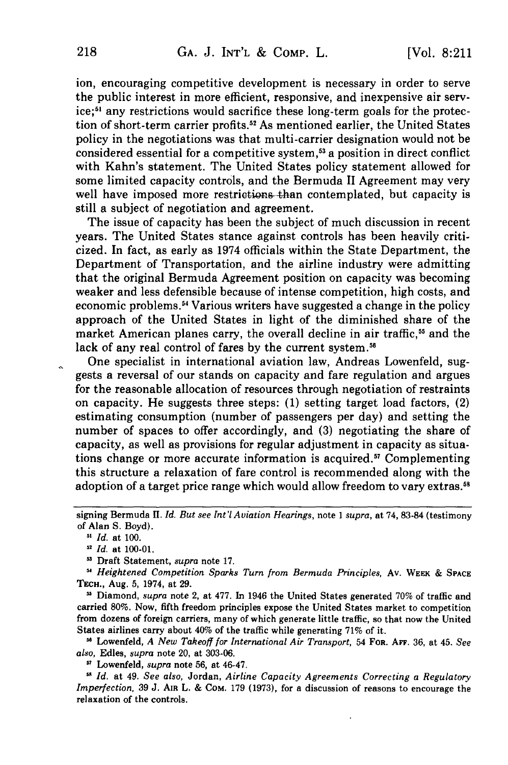ion, encouraging competitive development is necessary in order to serve the public interest in more efficient, responsive, and inexpensive air service;[51] any restrictions would sacrifice these long-term goals for the protection of short-term carrier profits.[52] As mentioned earlier, the United States policy in the negotiations was that multi-carrier designation would not be considered essential for a competitive system,[53] a position in direct conflict with Kahn's statement. The United States policy statement allowed for some limited capacity controls, and the Bermuda II Agreement may very well have imposed more restrictions than contemplated, but capacity is still a subject of negotiation and agreement.

The issue of capacity has been the subject of much discussion in recent years. The United States stance against controls has been heavily criticized. In fact, as early as 1974 officials within the State Department, the Department of Transportation, and the airline industry were admitting that the original Bermuda Agreement position on capacity was becoming weaker and less defensible because of intense competition, high costs, and economic problems.[54] Various writers have suggested a change in the policy approach of the United States in light of the diminished share of the market American planes carry, the overall decline in air traffic,[55] and the lack of any real control of fares by the current system.[56]

One specialist in international aviation law, Andreas Lowenfeld, suggests a reversal of our stands on capacity and fare regulation and argues for the reasonable allocation of resources through negotiation of restraints on capacity. He suggests three steps: (1) setting target load factors, (2) estimating consumption (number of passengers per day) and setting the number of spaces to offer accordingly, and (3) negotiating the share of capacity, as well as provisions for regular adjustment in capacity as situations change or more accurate information is acquired.[57] Complementing this structure a relaxation of fare control is recommended along with the adoption of a target price range which would allow freedom to vary extras.[58]

---

signing Bermuda II. *Id. But see Int'l Aviation Hearings*, note 1 *supra*, at 74, 83-84 (testimony of Alan S. Boyd).

[51] *Id.* at 100.

[52] *Id.* at 100-01.

[53] Draft Statement, *supra* note 17.

[54] *Heightened Competition Sparks Turn from Bermuda Principles*, Av. WEEK & SPACE TECH., Aug. 5, 1974, at 29.

[55] Diamond, *supra* note 2, at 477. In 1946 the United States generated 70% of traffic and carried 80%. Now, fifth freedom principles expose the United States market to competition from dozens of foreign carriers, many of which generate little traffic, so that now the United States airlines carry about 40% of the traffic while generating 71% of it.

[56] Lowenfeld, *A New Takeoff for International Air Transport*, 54 FOR. AFF. 36, at 45. *See also*, Edles, *supra* note 20, at 303-06.

[57] Lowenfeld, *supra* note 56, at 46-47.

[58] *Id.* at 49. *See also*, Jordan, *Airline Capacity Agreements Correcting a Regulatory Imperfection*, 39 J. AIR L. & COM. 179 (1973), for a discussion of reasons to encourage the relaxation of the controls.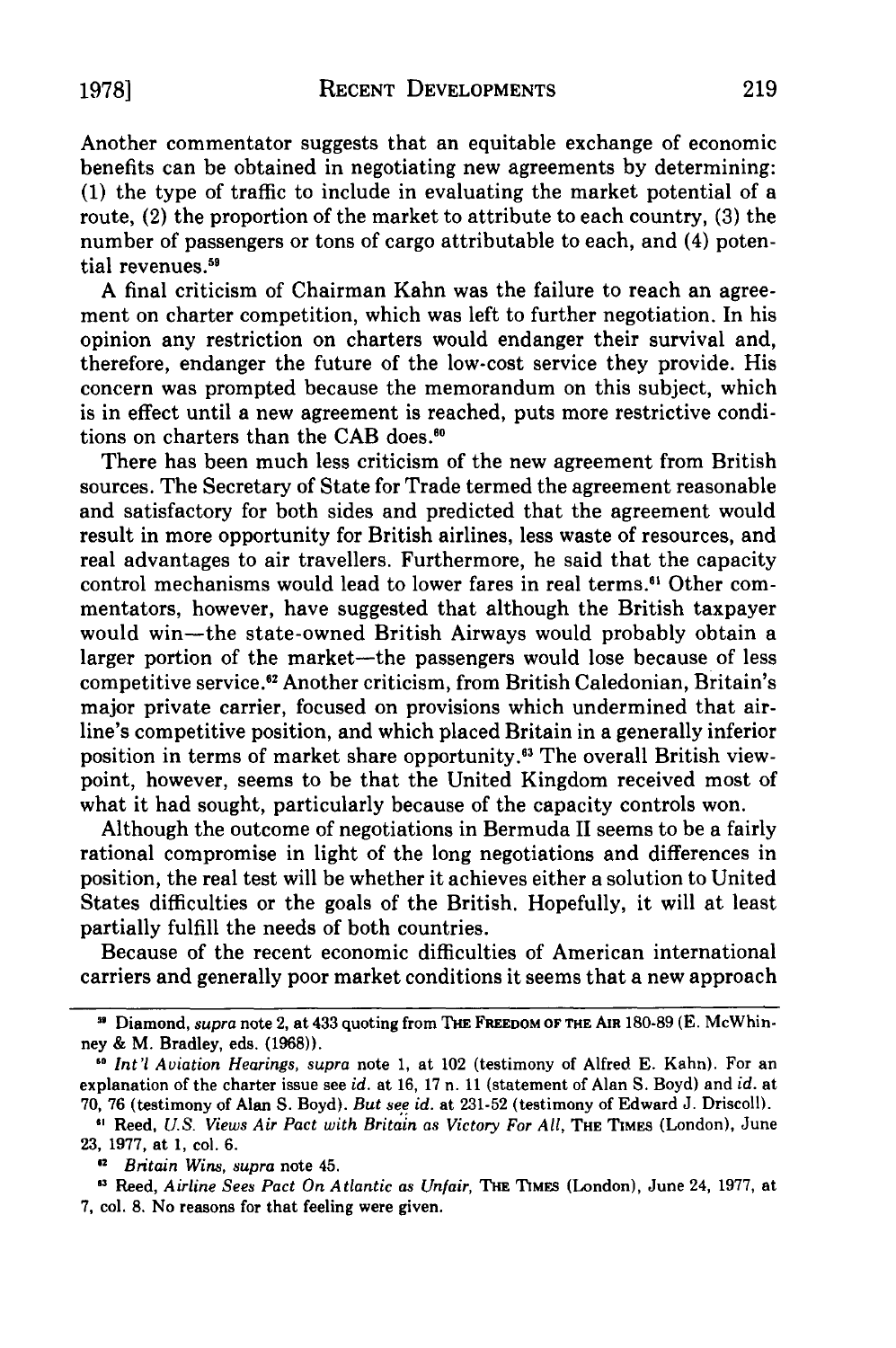Another commentator suggests that an equitable exchange of economic benefits can be obtained in negotiating new agreements by determining: (1) the type of traffic to include in evaluating the market potential of a route, (2) the proportion of the market to attribute to each country, (3) the number of passengers or tons of cargo attributable to each, and (4) potential revenues.[59]

A final criticism of Chairman Kahn was the failure to reach an agreement on charter competition, which was left to further negotiation. In his opinion any restriction on charters would endanger their survival and, therefore, endanger the future of the low-cost service they provide. His concern was prompted because the memorandum on this subject, which is in effect until a new agreement is reached, puts more restrictive conditions on charters than the CAB does.[60]

There has been much less criticism of the new agreement from British sources. The Secretary of State for Trade termed the agreement reasonable and satisfactory for both sides and predicted that the agreement would result in more opportunity for British airlines, less waste of resources, and real advantages to air travellers. Furthermore, he said that the capacity control mechanisms would lead to lower fares in real terms.[61] Other commentators, however, have suggested that although the British taxpayer would win—the state-owned British Airways would probably obtain a larger portion of the market—the passengers would lose because of less competitive service.[62] Another criticism, from British Caledonian, Britain's major private carrier, focused on provisions which undermined that airline's competitive position, and which placed Britain in a generally inferior position in terms of market share opportunity.[63] The overall British viewpoint, however, seems to be that the United Kingdom received most of what it had sought, particularly because of the capacity controls won.

Although the outcome of negotiations in Bermuda II seems to be a fairly rational compromise in light of the long negotiations and differences in position, the real test will be whether it achieves either a solution to United States difficulties or the goals of the British. Hopefully, it will at least partially fulfill the needs of both countries.

Because of the recent economic difficulties of American international carriers and generally poor market conditions it seems that a new approach

---

[59] Diamond, *supra* note 2, at 433 quoting from THE FREEDOM OF THE AIR 180-89 (E. McWhinney & M. Bradley, eds. (1968)).

[60] *Int'l Aviation Hearings, supra* note 1, at 102 (testimony of Alfred E. Kahn). For an explanation of the charter issue see *id.* at 16, 17 n. 11 (statement of Alan S. Boyd) and *id.* at 70, 76 (testimony of Alan S. Boyd). *But see id.* at 231-52 (testimony of Edward J. Driscoll).

[61] Reed, *U.S. Views Air Pact with Britain as Victory For All*, THE TIMES (London), June 23, 1977, at 1, col. 6.

[62] *Britain Wins, supra* note 45.

[63] Reed, *Airline Sees Pact On Atlantic as Unfair*, THE TIMES (London), June 24, 1977, at 7, col. 8. No reasons for that feeling were given.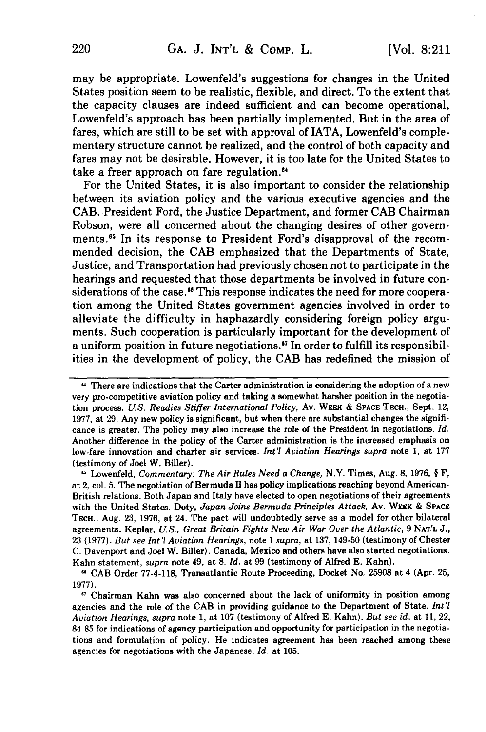may be appropriate. Lowenfeld's suggestions for changes in the United States position seem to be realistic, flexible, and direct. To the extent that the capacity clauses are indeed sufficient and can become operational, Lowenfeld's approach has been partially implemented. But in the area of fares, which are still to be set with approval of IATA, Lowenfeld's complementary structure cannot be realized, and the control of both capacity and fares may not be desirable. However, it is too late for the United States to take a freer approach on fare regulation.[64]

For the United States, it is also important to consider the relationship between its aviation policy and the various executive agencies and the CAB. President Ford, the Justice Department, and former CAB Chairman Robson, were all concerned about the changing desires of other governments.[65] In its response to President Ford's disapproval of the recommended decision, the CAB emphasized that the Departments of State, Justice, and Transportation had previously chosen not to participate in the hearings and requested that those departments be involved in future considerations of the case.[66] This response indicates the need for more cooperation among the United States government agencies involved in order to alleviate the difficulty in haphazardly considering foreign policy arguments. Such cooperation is particularly important for the development of a uniform position in future negotiations.[67] In order to fulfill its responsibilities in the development of policy, the CAB has redefined the mission of

---

[64] There are indications that the Carter administration is considering the adoption of a new very pro-competitive aviation policy and taking a somewhat harsher position in the negotiation process. *U.S. Readies Stiffer International Policy*, Av. WEEK & SPACE TECH., Sept. 12, 1977, at 29. Any new policy is significant, but when there are substantial changes the significance is greater. The policy may also increase the role of the President in negotiations. *Id.* Another difference in the policy of the Carter administration is the increased emphasis on low-fare innovation and charter air services. *Int'l Aviation Hearings supra* note 1, at 177 (testimony of Joel W. Biller).

[65] Lowenfeld, *Commentary: The Air Rules Need a Change*, N.Y. Times, Aug. 8, 1976, § F, at 2, col. 5. The negotiation of Bermuda II has policy implications reaching beyond American-British relations. Both Japan and Italy have elected to open negotiations of their agreements with the United States. Doty, *Japan Joins Bermuda Principles Attack*, Av. WEEK & SPACE TECH., Aug. 23, 1976, at 24. The pact will undoubtedly serve as a model for other bilateral agreements. Keplar, *U.S., Great Britain Fights New Air War Over the Atlantic*, 9 NAT'L J., 23 (1977). *But see Int'l Aviation Hearings*, note 1 *supra*, at 137, 149-50 (testimony of Chester C. Davenport and Joel W. Biller). Canada, Mexico and others have also started negotiations. Kahn statement, *supra* note 49, at 8. *Id.* at 99 (testimony of Alfred E. Kahn).

[66] CAB Order 77-4-118, Transatlantic Route Proceeding, Docket No. 25908 at 4 (Apr. 25, 1977).

[67] Chairman Kahn was also concerned about the lack of uniformity in position among agencies and the role of the CAB in providing guidance to the Department of State. *Int'l Aviation Hearings, supra* note 1, at 107 (testimony of Alfred E. Kahn). *But see id.* at 11, 22, 84-85 for indications of agency participation and opportunity for participation in the negotiations and formulation of policy. He indicates agreement has been reached among these agencies for negotiations with the Japanese. *Id.* at 105.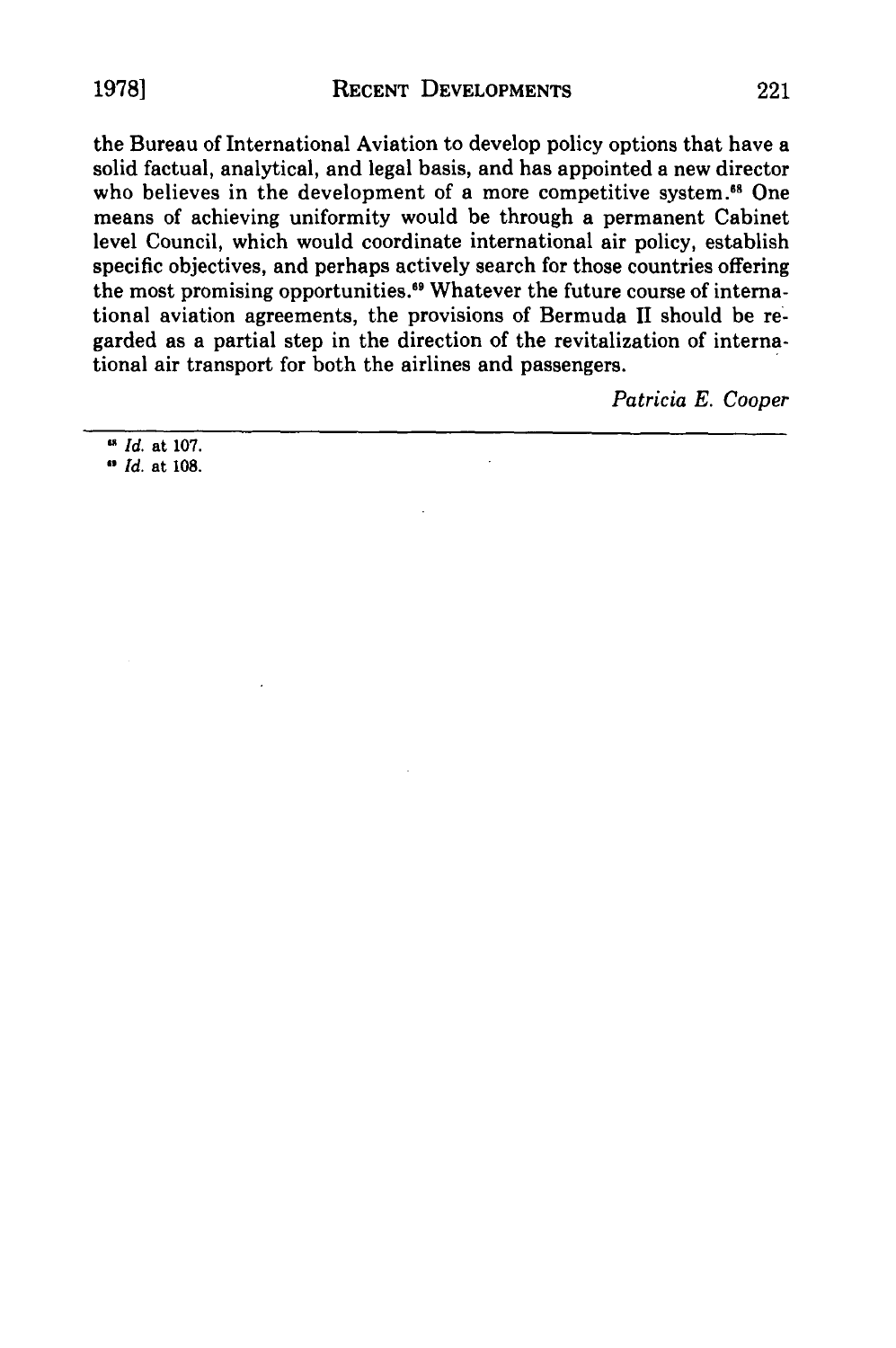the Bureau of International Aviation to develop policy options that have a solid factual, analytical, and legal basis, and has appointed a new director who believes in the development of a more competitive system.[68] One means of achieving uniformity would be through a permanent Cabinet level Council, which would coordinate international air policy, establish specific objectives, and perhaps actively search for those countries offering the most promising opportunities.[69] Whatever the future course of international aviation agreements, the provisions of Bermuda II should be regarded as a partial step in the direction of the revitalization of international air transport for both the airlines and passengers.

*Patricia E. Cooper*

---

[68] *Id.* at 107.

[69] *Id.* at 108.